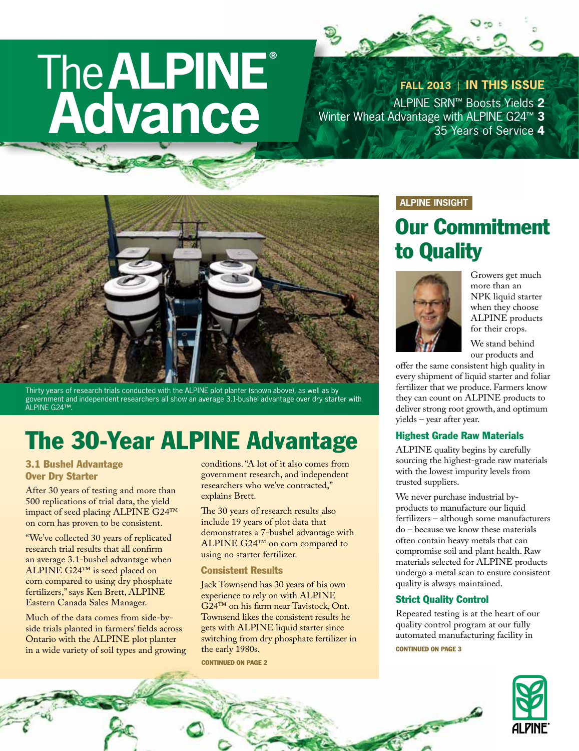# The ALPINE® Advance

**FALL 2013 | IN THIS ISSUE**

ALPINE SRN™ Boosts Yields **2**
Winter Wheat Advantage with ALPINE G24™ **3**
35 Years of Service **4**

Thirty years of research trials conducted with the ALPINE plot planter (shown above), as well as by government and independent researchers all show an average 3.1-bushel advantage over dry starter with ALPINE G24™.

## The 30-Year ALPINE Advantage

### 3.1 Bushel Advantage Over Dry Starter

After 30 years of testing and more than 500 replications of trial data, the yield impact of seed placing ALPINE G24™ on corn has proven to be consistent.

"We've collected 30 years of replicated research trial results that all confirm an average 3.1-bushel advantage when ALPINE G24™ is seed placed on corn compared to using dry phosphate fertilizers," says Ken Brett, ALPINE Eastern Canada Sales Manager.

Much of the data comes from side-by-side trials planted in farmers' fields across Ontario with the ALPINE plot planter in a wide variety of soil types and growing conditions. "A lot of it also comes from government research, and independent researchers who we've contracted," explains Brett.

The 30 years of research results also include 19 years of plot data that demonstrates a 7-bushel advantage with ALPINE G24™ on corn compared to using no starter fertilizer.

### Consistent Results

Jack Townsend has 30 years of his own experience to rely on with ALPINE G24™ on his farm near Tavistock, Ont. Townsend likes the consistent results he gets with ALPINE liquid starter since switching from dry phosphate fertilizer in the early 1980s.

**CONTINUED ON PAGE 2**

**ALPINE INSIGHT**

## Our Commitment to Quality

Growers get much more than an NPK liquid starter when they choose ALPINE products for their crops.

We stand behind our products and offer the same consistent high quality in every shipment of liquid starter and foliar fertilizer that we produce. Farmers know they can count on ALPINE products to deliver strong root growth, and optimum yields – year after year.

### Highest Grade Raw Materials

ALPINE quality begins by carefully sourcing the highest-grade raw materials with the lowest impurity levels from trusted suppliers.

We never purchase industrial by-products to manufacture our liquid fertilizers – although some manufacturers do – because we know these materials often contain heavy metals that can compromise soil and plant health. Raw materials selected for ALPINE products undergo a metal scan to ensure consistent quality is always maintained.

### Strict Quality Control

Repeated testing is at the heart of our quality control program at our fully automated manufacturing facility in

**CONTINUED ON PAGE 3**

ALPINE®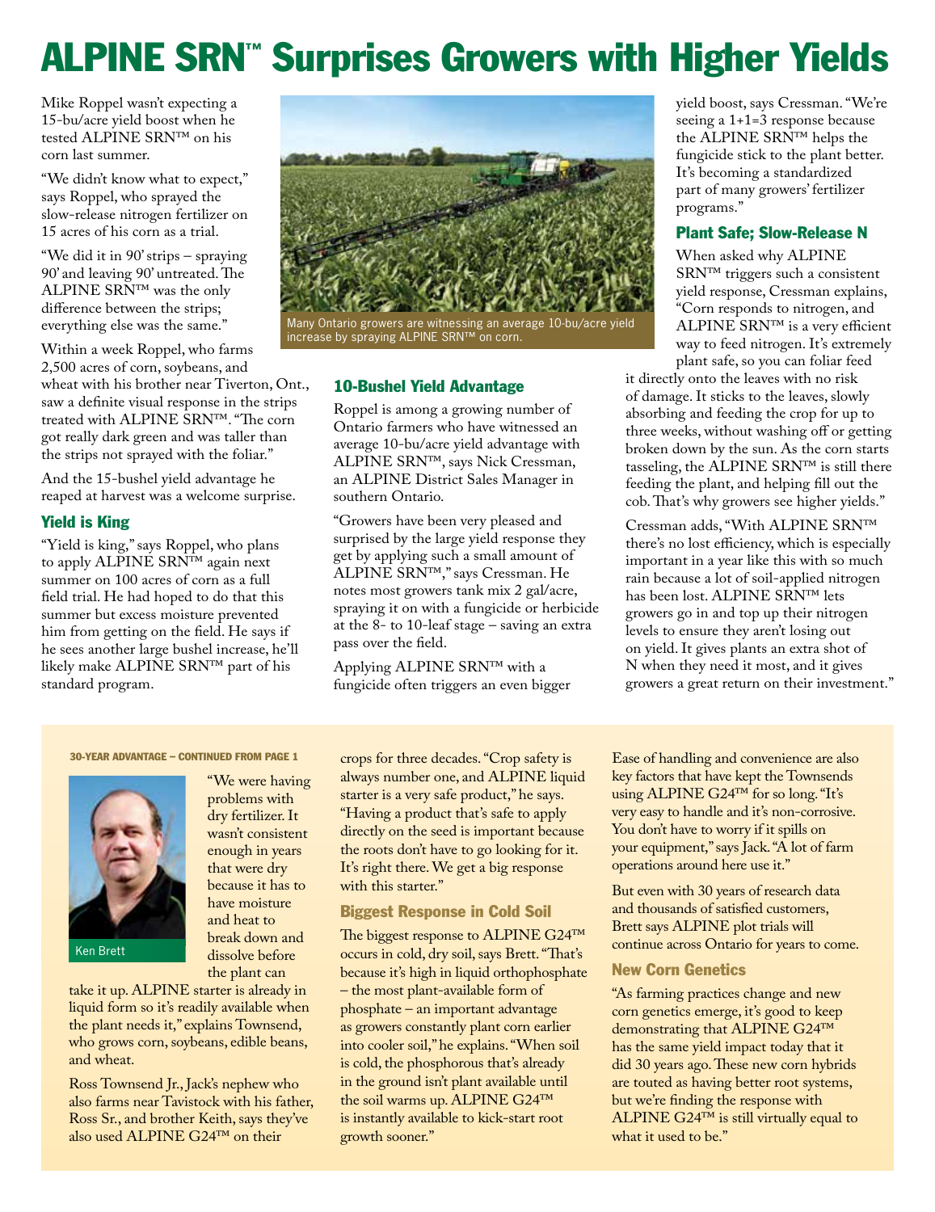# ALPINE SRN™ Surprises Growers with Higher Yields

Mike Roppel wasn't expecting a 15-bu/acre yield boost when he tested ALPINE SRN™ on his corn last summer.

"We didn't know what to expect," says Roppel, who sprayed the slow-release nitrogen fertilizer on 15 acres of his corn as a trial.

"We did it in 90' strips – spraying 90' and leaving 90' untreated. The ALPINE SRN™ was the only difference between the strips; everything else was the same."

Within a week Roppel, who farms 2,500 acres of corn, soybeans, and wheat with his brother near Tiverton, Ont., saw a definite visual response in the strips treated with ALPINE SRN™. "The corn got really dark green and was taller than the strips not sprayed with the foliar."

And the 15-bushel yield advantage he reaped at harvest was a welcome surprise.

### Yield is King

"Yield is king," says Roppel, who plans to apply ALPINE SRN™ again next summer on 100 acres of corn as a full field trial. He had hoped to do that this summer but excess moisture prevented him from getting on the field. He says if he sees another large bushel increase, he'll likely make ALPINE SRN™ part of his standard program.

Many Ontario growers are witnessing an average 10-bu/acre yield increase by spraying ALPINE SRN™ on corn.

### 10-Bushel Yield Advantage

Roppel is among a growing number of Ontario farmers who have witnessed an average 10-bu/acre yield advantage with ALPINE SRN™, says Nick Cressman, an ALPINE District Sales Manager in southern Ontario.

"Growers have been very pleased and surprised by the large yield response they get by applying such a small amount of ALPINE SRN™," says Cressman. He notes most growers tank mix 2 gal/acre, spraying it on with a fungicide or herbicide at the 8- to 10-leaf stage – saving an extra pass over the field.

Applying ALPINE SRN™ with a fungicide often triggers an even bigger yield boost, says Cressman. "We're seeing a 1+1=3 response because the ALPINE SRN™ helps the fungicide stick to the plant better. It's becoming a standardized part of many growers' fertilizer programs."

### Plant Safe; Slow-Release N

When asked why ALPINE SRN™ triggers such a consistent yield response, Cressman explains, "Corn responds to nitrogen, and ALPINE SRN™ is a very efficient way to feed nitrogen. It's extremely plant safe, so you can foliar feed it directly onto the leaves with no risk of damage. It sticks to the leaves, slowly absorbing and feeding the crop for up to three weeks, without washing off or getting broken down by the sun. As the corn starts tasseling, the ALPINE SRN™ is still there feeding the plant, and helping fill out the cob. That's why growers see higher yields."

Cressman adds, "With ALPINE SRN™ there's no lost efficiency, which is especially important in a year like this with so much rain because a lot of soil-applied nitrogen has been lost. ALPINE SRN™ lets growers go in and top up their nitrogen levels to ensure they aren't losing out on yield. It gives plants an extra shot of N when they need it most, and it gives growers a great return on their investment."

---

**30-YEAR ADVANTAGE – CONTINUED FROM PAGE 1**

Ken Brett

"We were having problems with dry fertilizer. It wasn't consistent enough in years that were dry because it has to have moisture and heat to break down and dissolve before the plant can take it up. ALPINE starter is already in liquid form so it's readily available when the plant needs it," explains Townsend, who grows corn, soybeans, edible beans, and wheat.

Ross Townsend Jr., Jack's nephew who also farms near Tavistock with his father, Ross Sr., and brother Keith, says they've also used ALPINE G24™ on their crops for three decades. "Crop safety is always number one, and ALPINE liquid starter is a very safe product," he says. "Having a product that's safe to apply directly on the seed is important because the roots don't have to go looking for it. It's right there. We get a big response with this starter."

### Biggest Response in Cold Soil

The biggest response to ALPINE G24™ occurs in cold, dry soil, says Brett. "That's because it's high in liquid orthophosphate – the most plant-available form of phosphate – an important advantage as growers constantly plant corn earlier into cooler soil," he explains. "When soil is cold, the phosphorous that's already in the ground isn't plant available until the soil warms up. ALPINE G24™ is instantly available to kick-start root growth sooner."

Ease of handling and convenience are also key factors that have kept the Townsends using ALPINE G24™ for so long. "It's very easy to handle and it's non-corrosive. You don't have to worry if it spills on your equipment," says Jack. "A lot of farm operations around here use it."

But even with 30 years of research data and thousands of satisfied customers, Brett says ALPINE plot trials will continue across Ontario for years to come.

### New Corn Genetics

"As farming practices change and new corn genetics emerge, it's good to keep demonstrating that ALPINE G24™ has the same yield impact today that it did 30 years ago. These new corn hybrids are touted as having better root systems, but we're finding the response with ALPINE G24™ is still virtually equal to what it used to be."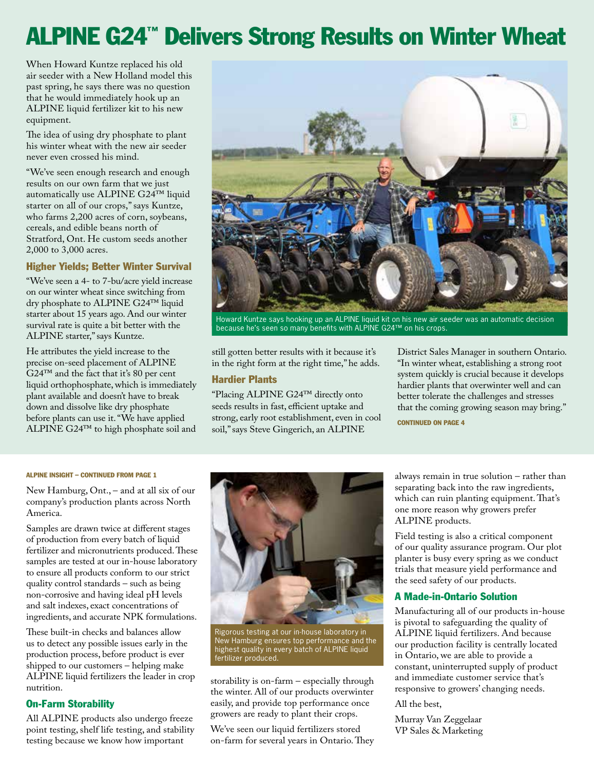# ALPINE G24™ Delivers Strong Results on Winter Wheat

When Howard Kuntze replaced his old air seeder with a New Holland model this past spring, he says there was no question that he would immediately hook up an ALPINE liquid fertilizer kit to his new equipment.

The idea of using dry phosphate to plant his winter wheat with the new air seeder never even crossed his mind.

"We've seen enough research and enough results on our own farm that we just automatically use ALPINE G24™ liquid starter on all of our crops," says Kuntze, who farms 2,200 acres of corn, soybeans, cereals, and edible beans north of Stratford, Ont. He custom seeds another 2,000 to 3,000 acres.

### Higher Yields; Better Winter Survival

"We've seen a 4- to 7-bu/acre yield increase on our winter wheat since switching from dry phosphate to ALPINE G24™ liquid starter about 15 years ago. And our winter survival rate is quite a bit better with the ALPINE starter," says Kuntze.

He attributes the yield increase to the precise on-seed placement of ALPINE G24™ and the fact that it's 80 per cent liquid orthophosphate, which is immediately plant available and doesn't have to break down and dissolve like dry phosphate before plants can use it. "We have applied ALPINE G24™ to high phosphate soil and still gotten better results with it because it's in the right form at the right time," he adds.

Howard Kuntze says hooking up an ALPINE liquid kit on his new air seeder was an automatic decision because he's seen so many benefits with ALPINE G24™ on his crops.

### Hardier Plants

"Placing ALPINE G24™ directly onto seeds results in fast, efficient uptake and strong, early root establishment, even in cool soil," says Steve Gingerich, an ALPINE District Sales Manager in southern Ontario. "In winter wheat, establishing a strong root system quickly is crucial because it develops hardier plants that overwinter well and can better tolerate the challenges and stresses that the coming growing season may bring."

**CONTINUED ON PAGE 4**

---

**ALPINE INSIGHT – CONTINUED FROM PAGE 1**

New Hamburg, Ont., – and at all six of our company's production plants across North America.

Samples are drawn twice at different stages of production from every batch of liquid fertilizer and micronutrients produced. These samples are tested at our in-house laboratory to ensure all products conform to our strict quality control standards – such as being non-corrosive and having ideal pH levels and salt indexes, exact concentrations of ingredients, and accurate NPK formulations.

These built-in checks and balances allow us to detect any possible issues early in the production process, before product is ever shipped to our customers – helping make ALPINE liquid fertilizers the leader in crop nutrition.

### On-Farm Storability

All ALPINE products also undergo freeze point testing, shelf life testing, and stability testing because we know how important storability is on-farm – especially through the winter. All of our products overwinter easily, and provide top performance once growers are ready to plant their crops.

Rigorous testing at our in-house laboratory in New Hamburg ensures top performance and the highest quality in every batch of ALPINE liquid fertilizer produced.

We've seen our liquid fertilizers stored on-farm for several years in Ontario. They always remain in true solution – rather than separating back into the raw ingredients, which can ruin planting equipment. That's one more reason why growers prefer ALPINE products.

Field testing is also a critical component of our quality assurance program. Our plot planter is busy every spring as we conduct trials that measure yield performance and the seed safety of our products.

### A Made-in-Ontario Solution

Manufacturing all of our products in-house is pivotal to safeguarding the quality of ALPINE liquid fertilizers. And because our production facility is centrally located in Ontario, we are able to provide a constant, uninterrupted supply of product and immediate customer service that's responsive to growers' changing needs.

All the best,

Murray Van Zeggelaar
VP Sales & Marketing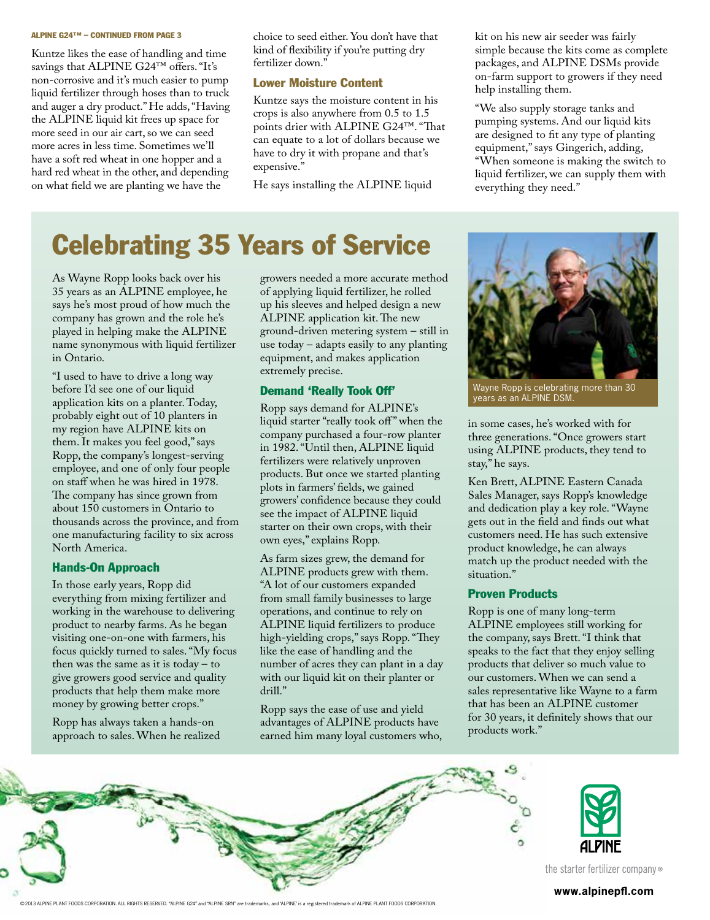ALPINE G24™ – CONTINUED FROM PAGE 3

Kuntze likes the ease of handling and time savings that ALPINE G24™ offers. "It's non-corrosive and it's much easier to pump liquid fertilizer through hoses than to truck and auger a dry product." He adds, "Having the ALPINE liquid kit frees up space for more seed in our air cart, so we can seed more acres in less time. Sometimes we'll have a soft red wheat in one hopper and a hard red wheat in the other, and depending on what field we are planting we have the choice to seed either. You don't have that kind of flexibility if you're putting dry fertilizer down."

### Lower Moisture Content

Kuntze says the moisture content in his crops is also anywhere from 0.5 to 1.5 points drier with ALPINE G24™. "That can equate to a lot of dollars because we have to dry it with propane and that's expensive."

He says installing the ALPINE liquid kit on his new air seeder was fairly simple because the kits come as complete packages, and ALPINE DSMs provide on-farm support to growers if they need help installing them.

"We also supply storage tanks and pumping systems. And our liquid kits are designed to fit any type of planting equipment," says Gingerich, adding, "When someone is making the switch to liquid fertilizer, we can supply them with everything they need."

# Celebrating 35 Years of Service

As Wayne Ropp looks back over his 35 years as an ALPINE employee, he says he's most proud of how much the company has grown and the role he's played in helping make the ALPINE name synonymous with liquid fertilizer in Ontario.

"I used to have to drive a long way before I'd see one of our liquid application kits on a planter. Today, probably eight out of 10 planters in my region have ALPINE kits on them. It makes you feel good," says Ropp, the company's longest-serving employee, and one of only four people on staff when he was hired in 1978. The company has since grown from about 150 customers in Ontario to thousands across the province, and from one manufacturing facility to six across North America.

### Hands-On Approach

In those early years, Ropp did everything from mixing fertilizer and working in the warehouse to delivering product to nearby farms. As he began visiting one-on-one with farmers, his focus quickly turned to sales. "My focus then was the same as it is today – to give growers good service and quality products that help them make more money by growing better crops."

Ropp has always taken a hands-on approach to sales. When he realized growers needed a more accurate method of applying liquid fertilizer, he rolled up his sleeves and helped design a new ALPINE application kit. The new ground-driven metering system – still in use today – adapts easily to any planting equipment, and makes application extremely precise.

### Demand 'Really Took Off'

Ropp says demand for ALPINE's liquid starter "really took off" when the company purchased a four-row planter in 1982. "Until then, ALPINE liquid fertilizers were relatively unproven products. But once we started planting plots in farmers' fields, we gained growers' confidence because they could see the impact of ALPINE liquid starter on their own crops, with their own eyes," explains Ropp.

As farm sizes grew, the demand for ALPINE products grew with them. "A lot of our customers expanded from small family businesses to large operations, and continue to rely on ALPINE liquid fertilizers to produce high-yielding crops," says Ropp. "They like the ease of handling and the number of acres they can plant in a day with our liquid kit on their planter or drill."

Ropp says the ease of use and yield advantages of ALPINE products have earned him many loyal customers who, in some cases, he's worked with for three generations. "Once growers start using ALPINE products, they tend to stay," he says.

Wayne Ropp is celebrating more than 30 years as an ALPINE DSM.

Ken Brett, ALPINE Eastern Canada Sales Manager, says Ropp's knowledge and dedication play a key role. "Wayne gets out in the field and finds out what customers need. He has such extensive product knowledge, he can always match up the product needed with the situation."

### Proven Products

Ropp is one of many long-term ALPINE employees still working for the company, says Brett. "I think that speaks to the fact that they enjoy selling products that deliver so much value to our customers. When we can send a sales representative like Wayne to a farm that has been an ALPINE customer for 30 years, it definitely shows that our products work."

ALPINE

the starter fertilizer company®

**www.alpinepfl.com**

©2013 ALPINE PLANT FOODS CORPORATION. ALL RIGHTS RESERVED. "ALPINE G24" and "ALPINE SRN" are trademarks, and 'ALPINE' is a registered trademark of ALPINE PLANT FOODS CORPORATION.